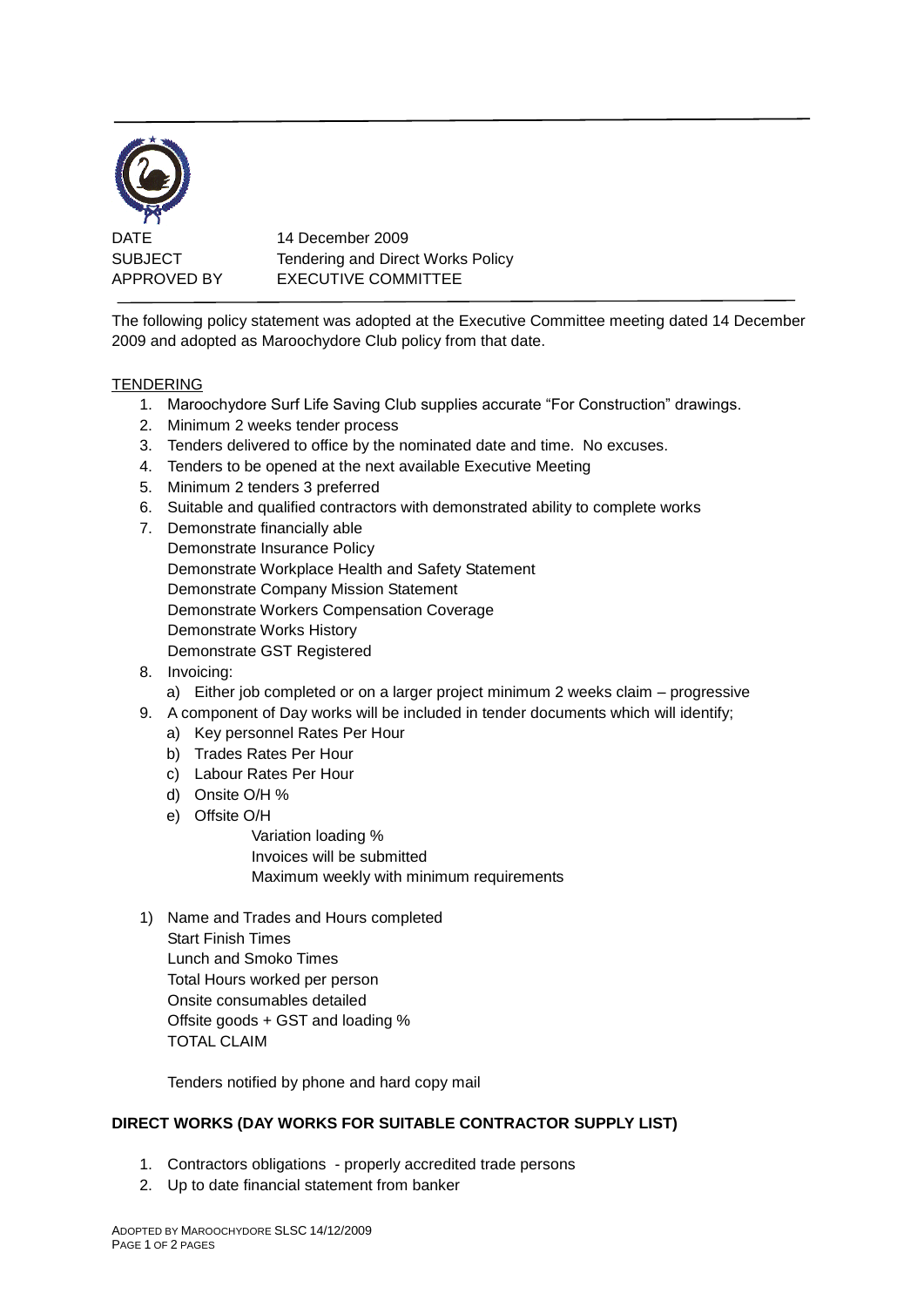| | |
|---|---|
| DATE | 14 December 2009 |
| SUBJECT | Tendering and Direct Works Policy |
| APPROVED BY | EXECUTIVE COMMITTEE |

The following policy statement was adopted at the Executive Committee meeting dated 14 December 2009 and adopted as Maroochydore Club policy from that date.

## TENDERING

1. Maroochydore Surf Life Saving Club supplies accurate "For Construction" drawings.
2. Minimum 2 weeks tender process
3. Tenders delivered to office by the nominated date and time. No excuses.
4. Tenders to be opened at the next available Executive Meeting
5. Minimum 2 tenders 3 preferred
6. Suitable and qualified contractors with demonstrated ability to complete works
7. Demonstrate financially able
   Demonstrate Insurance Policy
   Demonstrate Workplace Health and Safety Statement
   Demonstrate Company Mission Statement
   Demonstrate Workers Compensation Coverage
   Demonstrate Works History
   Demonstrate GST Registered
8. Invoicing:
   a) Either job completed or on a larger project minimum 2 weeks claim – progressive
9. A component of Day works will be included in tender documents which will identify;
   a) Key personnel Rates Per Hour
   b) Trades Rates Per Hour
   c) Labour Rates Per Hour
   d) Onsite O/H %
   e) Offsite O/H
      Variation loading %
      Invoices will be submitted
      Maximum weekly with minimum requirements

1) Name and Trades and Hours completed
   Start Finish Times
   Lunch and Smoko Times
   Total Hours worked per person
   Onsite consumables detailed
   Offsite goods + GST and loading %
   TOTAL CLAIM

   Tenders notified by phone and hard copy mail

## DIRECT WORKS (DAY WORKS FOR SUITABLE CONTRACTOR SUPPLY LIST)

1. Contractors obligations - properly accredited trade persons
2. Up to date financial statement from banker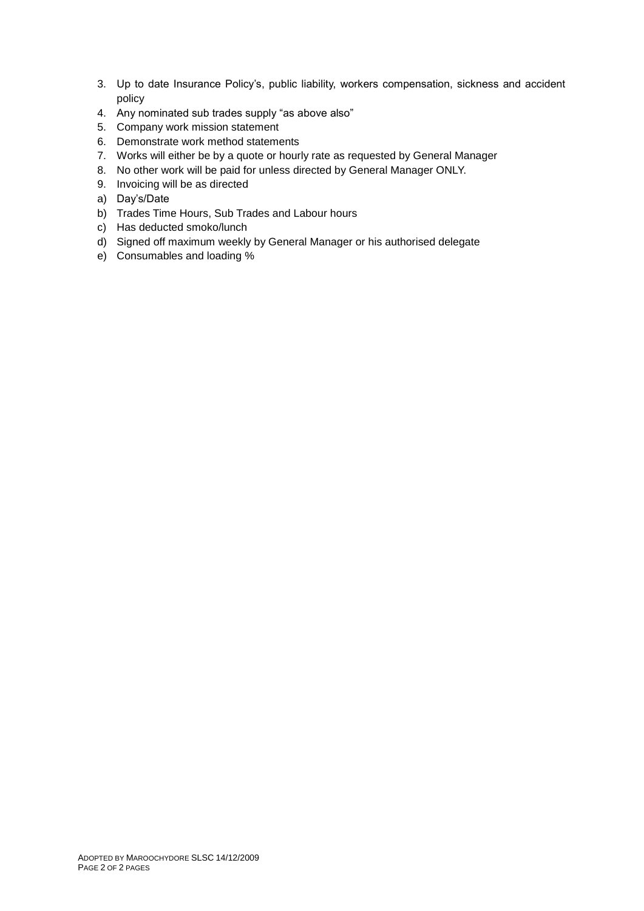3. Up to date Insurance Policy's, public liability, workers compensation, sickness and accident policy
4. Any nominated sub trades supply "as above also"
5. Company work mission statement
6. Demonstrate work method statements
7. Works will either be by a quote or hourly rate as requested by General Manager
8. No other work will be paid for unless directed by General Manager ONLY.
9. Invoicing will be as directed

a) Day's/Date
b) Trades Time Hours, Sub Trades and Labour hours
c) Has deducted smoko/lunch
d) Signed off maximum weekly by General Manager or his authorised delegate
e) Consumables and loading %